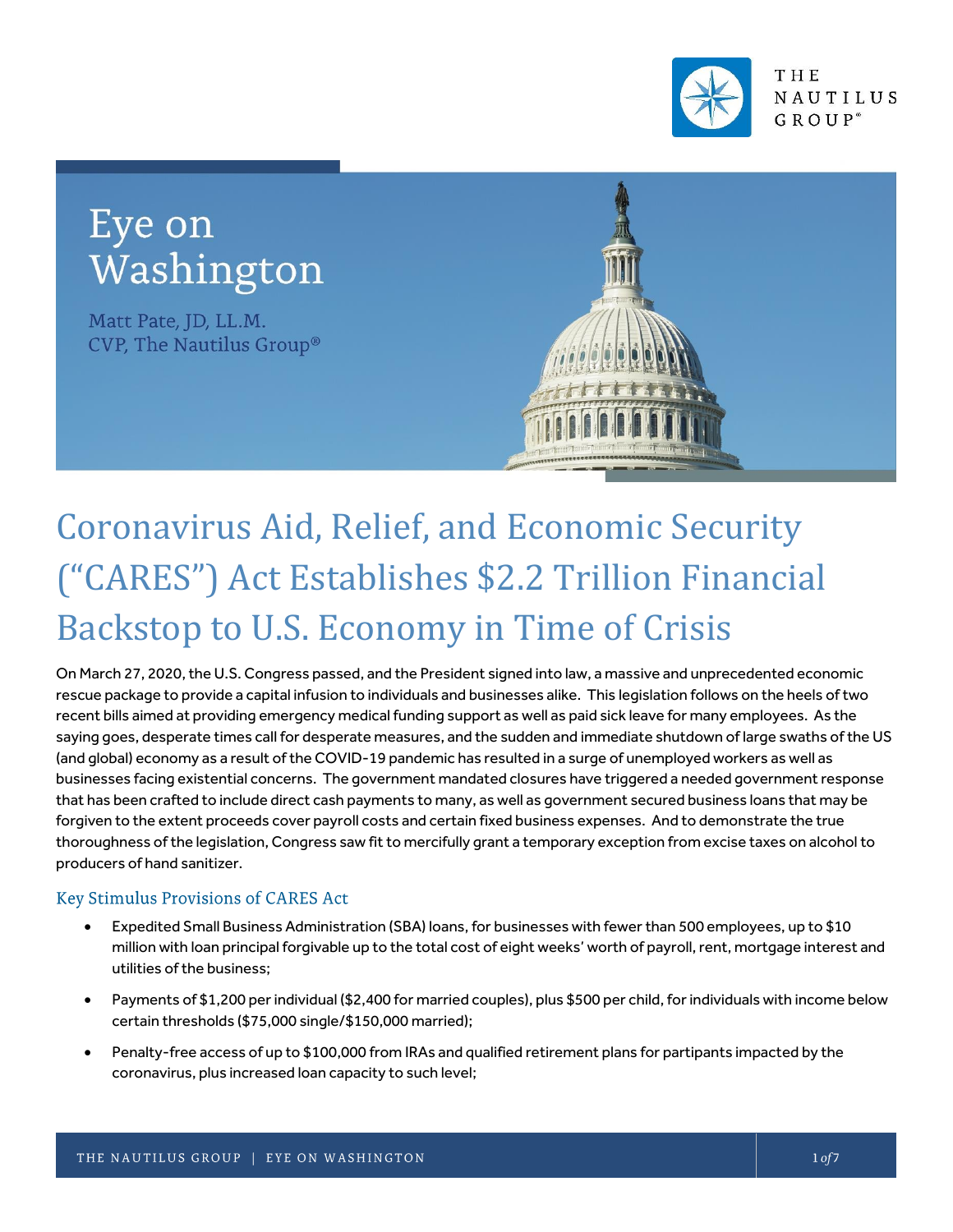# Eye on Washington

Matt Pate, JD, LL.M.
CVP, The Nautilus Group®

## Coronavirus Aid, Relief, and Economic Security ("CARES") Act Establishes $2.2 Trillion Financial Backstop to U.S. Economy in Time of Crisis

On March 27, 2020, the U.S. Congress passed, and the President signed into law, a massive and unprecedented economic rescue package to provide a capital infusion to individuals and businesses alike. This legislation follows on the heels of two recent bills aimed at providing emergency medical funding support as well as paid sick leave for many employees. As the saying goes, desperate times call for desperate measures, and the sudden and immediate shutdown of large swaths of the US (and global) economy as a result of the COVID-19 pandemic has resulted in a surge of unemployed workers as well as businesses facing existential concerns. The government mandated closures have triggered a needed government response that has been crafted to include direct cash payments to many, as well as government secured business loans that may be forgiven to the extent proceeds cover payroll costs and certain fixed business expenses. And to demonstrate the true thoroughness of the legislation, Congress saw fit to mercifully grant a temporary exception from excise taxes on alcohol to producers of hand sanitizer.

### Key Stimulus Provisions of CARES Act

- Expedited Small Business Administration (SBA) loans, for businesses with fewer than 500 employees, up to $10 million with loan principal forgivable up to the total cost of eight weeks' worth of payroll, rent, mortgage interest and utilities of the business;
- Payments of $1,200 per individual ($2,400 for married couples), plus $500 per child, for individuals with income below certain thresholds ($75,000 single/$150,000 married);
- Penalty-free access of up to $100,000 from IRAs and qualified retirement plans for partipants impacted by the coronavirus, plus increased loan capacity to such level;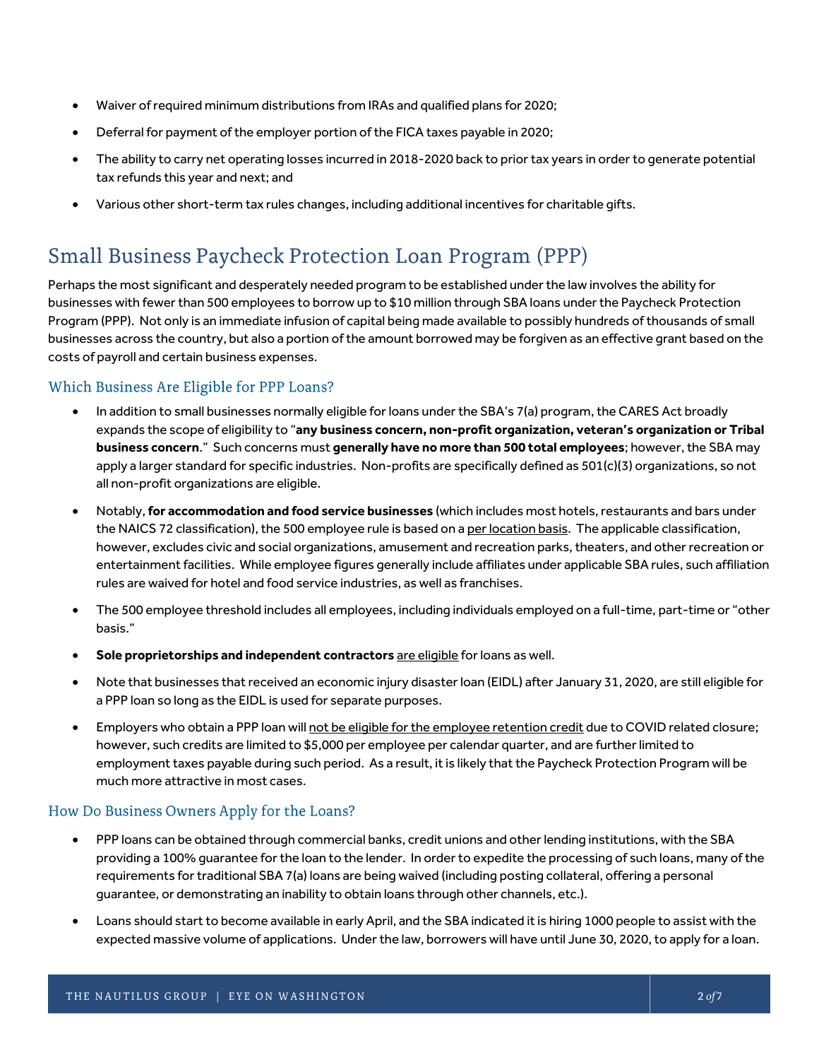- Waiver of required minimum distributions from IRAs and qualified plans for 2020;
- Deferral for payment of the employer portion of the FICA taxes payable in 2020;
- The ability to carry net operating losses incurred in 2018-2020 back to prior tax years in order to generate potential tax refunds this year and next; and
- Various other short-term tax rules changes, including additional incentives for charitable gifts.

# Small Business Paycheck Protection Loan Program (PPP)

Perhaps the most significant and desperately needed program to be established under the law involves the ability for businesses with fewer than 500 employees to borrow up to $10 million through SBA loans under the Paycheck Protection Program (PPP). Not only is an immediate infusion of capital being made available to possibly hundreds of thousands of small businesses across the country, but also a portion of the amount borrowed may be forgiven as an effective grant based on the costs of payroll and certain business expenses.

## Which Business Are Eligible for PPP Loans?

- In addition to small businesses normally eligible for loans under the SBA's 7(a) program, the CARES Act broadly expands the scope of eligibility to "**any business concern, non-profit organization, veteran's organization or Tribal business concern**." Such concerns must **generally have no more than 500 total employees**; however, the SBA may apply a larger standard for specific industries. Non-profits are specifically defined as 501(c)(3) organizations, so not all non-profit organizations are eligible.
- Notably, **for accommodation and food service businesses** (which includes most hotels, restaurants and bars under the NAICS 72 classification), the 500 employee rule is based on a per location basis. The applicable classification, however, excludes civic and social organizations, amusement and recreation parks, theaters, and other recreation or entertainment facilities. While employee figures generally include affiliates under applicable SBA rules, such affiliation rules are waived for hotel and food service industries, as well as franchises.
- The 500 employee threshold includes all employees, including individuals employed on a full-time, part-time or "other basis."
- **Sole proprietorships and independent contractors** are eligible for loans as well.
- Note that businesses that received an economic injury disaster loan (EIDL) after January 31, 2020, are still eligible for a PPP loan so long as the EIDL is used for separate purposes.
- Employers who obtain a PPP loan will not be eligible for the employee retention credit due to COVID related closure; however, such credits are limited to $5,000 per employee per calendar quarter, and are further limited to employment taxes payable during such period. As a result, it is likely that the Paycheck Protection Program will be much more attractive in most cases.

## How Do Business Owners Apply for the Loans?

- PPP loans can be obtained through commercial banks, credit unions and other lending institutions, with the SBA providing a 100% guarantee for the loan to the lender. In order to expedite the processing of such loans, many of the requirements for traditional SBA 7(a) loans are being waived (including posting collateral, offering a personal guarantee, or demonstrating an inability to obtain loans through other channels, etc.).
- Loans should start to become available in early April, and the SBA indicated it is hiring 1000 people to assist with the expected massive volume of applications. Under the law, borrowers will have until June 30, 2020, to apply for a loan.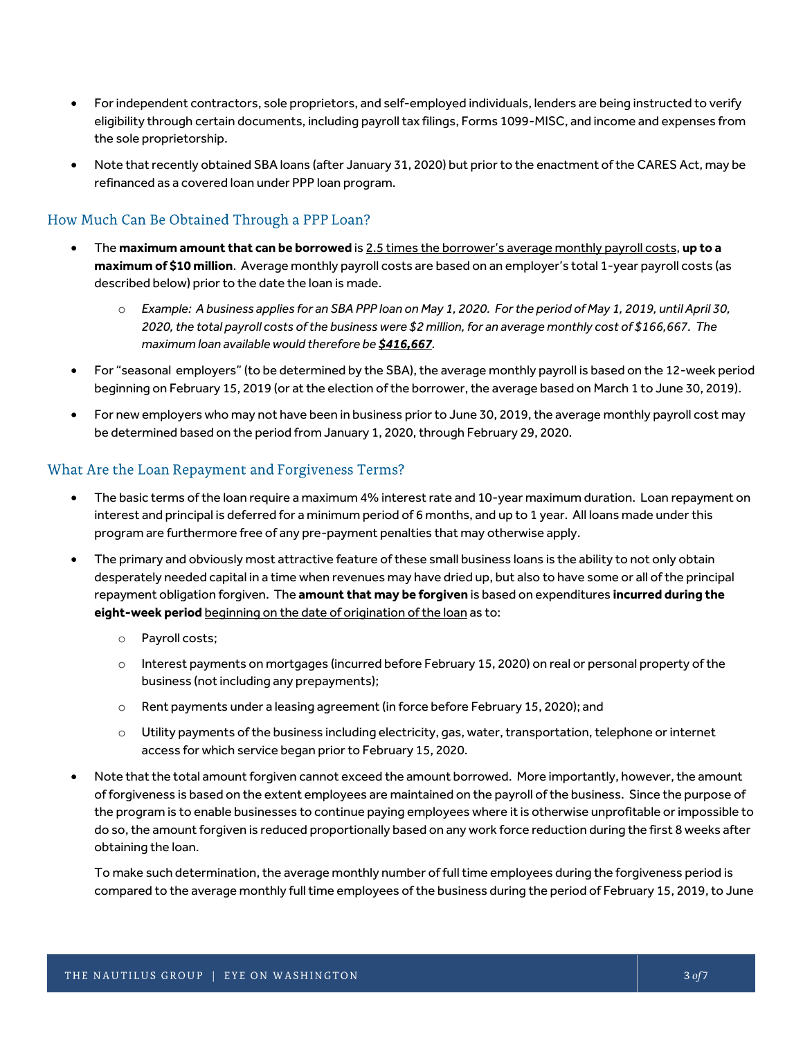- For independent contractors, sole proprietors, and self-employed individuals, lenders are being instructed to verify eligibility through certain documents, including payroll tax filings, Forms 1099-MISC, and income and expenses from the sole proprietorship.
- Note that recently obtained SBA loans (after January 31, 2020) but prior to the enactment of the CARES Act, may be refinanced as a covered loan under PPP loan program.

## How Much Can Be Obtained Through a PPP Loan?

- The **maximum amount that can be borrowed** is <u>2.5 times the borrower's average monthly payroll costs</u>, **up to a maximum of $10 million**. Average monthly payroll costs are based on an employer's total 1-year payroll costs (as described below) prior to the date the loan is made.
  - *Example: A business applies for an SBA PPP loan on May 1, 2020. For the period of May 1, 2019, until April 30, 2020, the total payroll costs of the business were $2 million, for an average monthly cost of $166,667. The maximum loan available would therefore be **<u>$416,667</u>**.*
- For "seasonal employers" (to be determined by the SBA), the average monthly payroll is based on the 12-week period beginning on February 15, 2019 (or at the election of the borrower, the average based on March 1 to June 30, 2019).
- For new employers who may not have been in business prior to June 30, 2019, the average monthly payroll cost may be determined based on the period from January 1, 2020, through February 29, 2020.

## What Are the Loan Repayment and Forgiveness Terms?

- The basic terms of the loan require a maximum 4% interest rate and 10-year maximum duration. Loan repayment on interest and principal is deferred for a minimum period of 6 months, and up to 1 year. All loans made under this program are furthermore free of any pre-payment penalties that may otherwise apply.
- The primary and obviously most attractive feature of these small business loans is the ability to not only obtain desperately needed capital in a time when revenues may have dried up, but also to have some or all of the principal repayment obligation forgiven. The **amount that may be forgiven** is based on expenditures **incurred during the eight-week period** <u>beginning on the date of origination of the loan</u> as to:
  - Payroll costs;
  - Interest payments on mortgages (incurred before February 15, 2020) on real or personal property of the business (not including any prepayments);
  - Rent payments under a leasing agreement (in force before February 15, 2020); and
  - Utility payments of the business including electricity, gas, water, transportation, telephone or internet access for which service began prior to February 15, 2020.
- Note that the total amount forgiven cannot exceed the amount borrowed. More importantly, however, the amount of forgiveness is based on the extent employees are maintained on the payroll of the business. Since the purpose of the program is to enable businesses to continue paying employees where it is otherwise unprofitable or impossible to do so, the amount forgiven is reduced proportionally based on any work force reduction during the first 8 weeks after obtaining the loan.

  To make such determination, the average monthly number of full time employees during the forgiveness period is compared to the average monthly full time employees of the business during the period of February 15, 2019, to June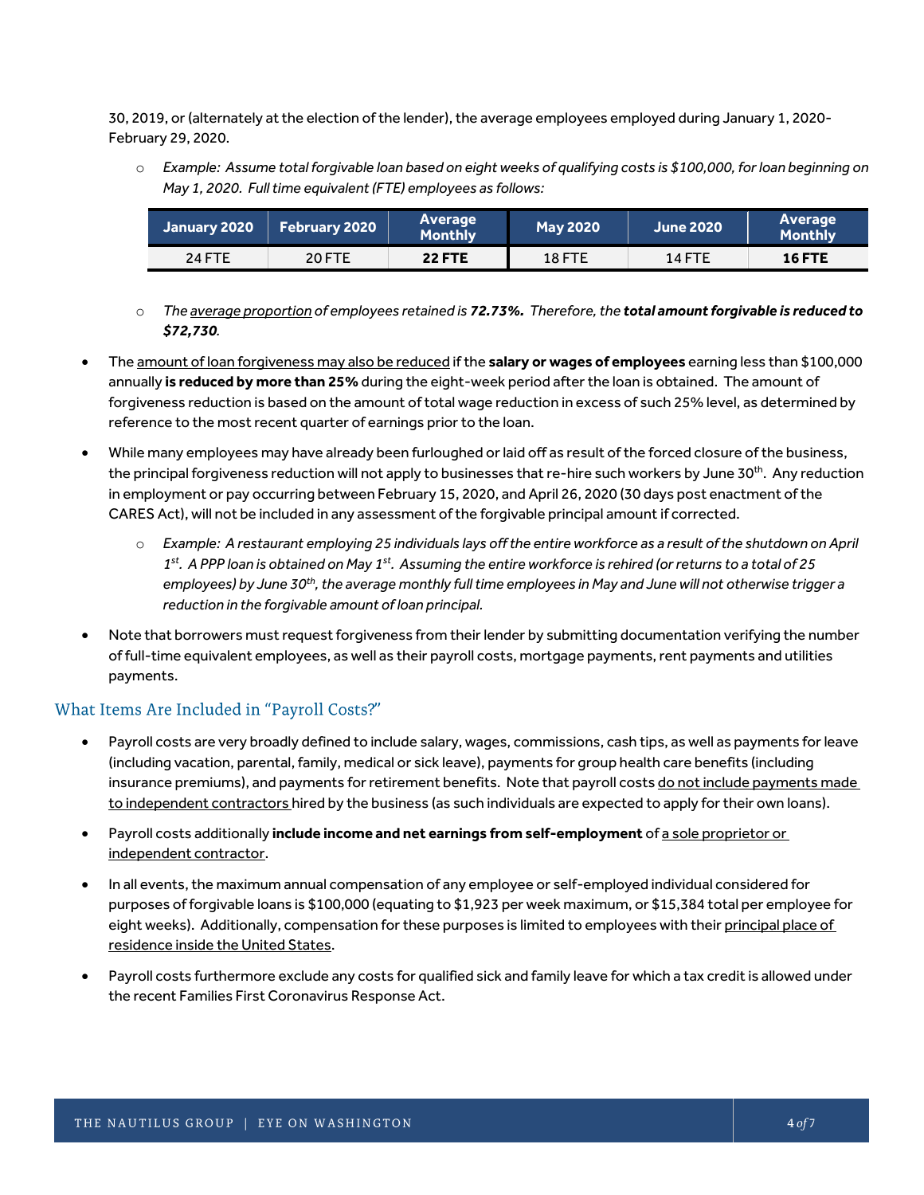30, 2019, or (alternately at the election of the lender), the average employees employed during January 1, 2020-February 29, 2020.

- *Example: Assume total forgivable loan based on eight weeks of qualifying costs is $100,000, for loan beginning on May 1, 2020. Full time equivalent (FTE) employees as follows:*

| January 2020 | February 2020 | Average Monthly | May 2020 | June 2020 | Average Monthly |
|---|---|---|---|---|---|
| 24 FTE | 20 FTE | **22 FTE** | 18 FTE | 14 FTE | **16 FTE** |

- *The <u>average proportion</u> of employees retained is **72.73%.** Therefore, the **total amount forgivable is reduced to $72,730**.*

- The <u>amount of loan forgiveness may also be reduced</u> if the **salary or wages of employees** earning less than $100,000 annually **is reduced by more than 25%** during the eight-week period after the loan is obtained. The amount of forgiveness reduction is based on the amount of total wage reduction in excess of such 25% level, as determined by reference to the most recent quarter of earnings prior to the loan.

- While many employees may have already been furloughed or laid off as result of the forced closure of the business, the principal forgiveness reduction will not apply to businesses that re-hire such workers by June 30th. Any reduction in employment or pay occurring between February 15, 2020, and April 26, 2020 (30 days post enactment of the CARES Act), will not be included in any assessment of the forgivable principal amount if corrected.
  - *Example: A restaurant employing 25 individuals lays off the entire workforce as a result of the shutdown on April 1st. A PPP loan is obtained on May 1st. Assuming the entire workforce is rehired (or returns to a total of 25 employees) by June 30th, the average monthly full time employees in May and June will not otherwise trigger a reduction in the forgivable amount of loan principal.*

- Note that borrowers must request forgiveness from their lender by submitting documentation verifying the number of full-time equivalent employees, as well as their payroll costs, mortgage payments, rent payments and utilities payments.

## What Items Are Included in "Payroll Costs?"

- Payroll costs are very broadly defined to include salary, wages, commissions, cash tips, as well as payments for leave (including vacation, parental, family, medical or sick leave), payments for group health care benefits (including insurance premiums), and payments for retirement benefits. Note that payroll costs <u>do not include payments made to independent contractors</u> hired by the business (as such individuals are expected to apply for their own loans).

- Payroll costs additionally **include income and net earnings from self-employment** of <u>a sole proprietor or independent contractor</u>.

- In all events, the maximum annual compensation of any employee or self-employed individual considered for purposes of forgivable loans is $100,000 (equating to $1,923 per week maximum, or $15,384 total per employee for eight weeks). Additionally, compensation for these purposes is limited to employees with their <u>principal place of residence inside the United States</u>.

- Payroll costs furthermore exclude any costs for qualified sick and family leave for which a tax credit is allowed under the recent Families First Coronavirus Response Act.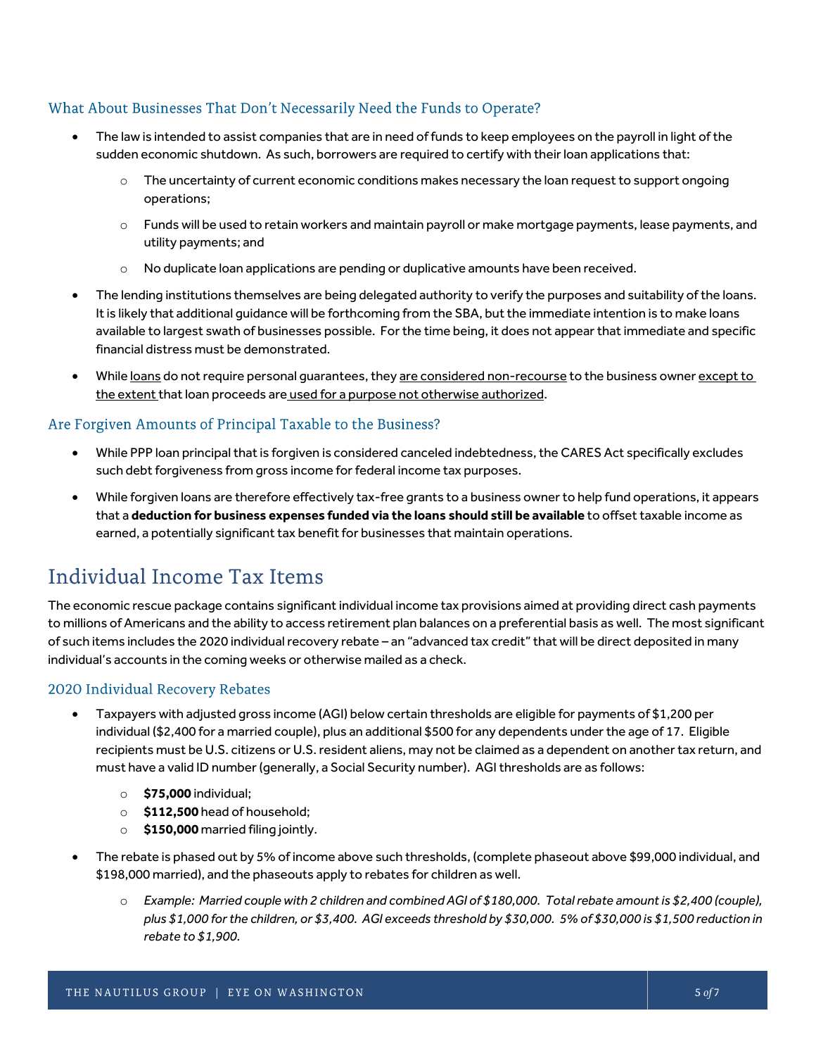### What About Businesses That Don't Necessarily Need the Funds to Operate?

- The law is intended to assist companies that are in need of funds to keep employees on the payroll in light of the sudden economic shutdown. As such, borrowers are required to certify with their loan applications that:
  - The uncertainty of current economic conditions makes necessary the loan request to support ongoing operations;
  - Funds will be used to retain workers and maintain payroll or make mortgage payments, lease payments, and utility payments; and
  - No duplicate loan applications are pending or duplicative amounts have been received.
- The lending institutions themselves are being delegated authority to verify the purposes and suitability of the loans. It is likely that additional guidance will be forthcoming from the SBA, but the immediate intention is to make loans available to largest swath of businesses possible. For the time being, it does not appear that immediate and specific financial distress must be demonstrated.
- While loans do not require personal guarantees, they are considered non-recourse to the business owner except to the extent that loan proceeds are used for a purpose not otherwise authorized.

### Are Forgiven Amounts of Principal Taxable to the Business?

- While PPP loan principal that is forgiven is considered canceled indebtedness, the CARES Act specifically excludes such debt forgiveness from gross income for federal income tax purposes.
- While forgiven loans are therefore effectively tax-free grants to a business owner to help fund operations, it appears that a **deduction for business expenses funded via the loans should still be available** to offset taxable income as earned, a potentially significant tax benefit for businesses that maintain operations.

## Individual Income Tax Items

The economic rescue package contains significant individual income tax provisions aimed at providing direct cash payments to millions of Americans and the ability to access retirement plan balances on a preferential basis as well. The most significant of such items includes the 2020 individual recovery rebate – an "advanced tax credit" that will be direct deposited in many individual's accounts in the coming weeks or otherwise mailed as a check.

### 2020 Individual Recovery Rebates

- Taxpayers with adjusted gross income (AGI) below certain thresholds are eligible for payments of $1,200 per individual ($2,400 for a married couple), plus an additional $500 for any dependents under the age of 17. Eligible recipients must be U.S. citizens or U.S. resident aliens, may not be claimed as a dependent on another tax return, and must have a valid ID number (generally, a Social Security number). AGI thresholds are as follows:
  - **$75,000** individual;
  - **$112,500** head of household;
  - **$150,000** married filing jointly.
- The rebate is phased out by 5% of income above such thresholds, (complete phaseout above $99,000 individual, and $198,000 married), and the phaseouts apply to rebates for children as well.
  - *Example: Married couple with 2 children and combined AGI of $180,000. Total rebate amount is $2,400 (couple), plus $1,000 for the children, or $3,400. AGI exceeds threshold by $30,000. 5% of $30,000 is $1,500 reduction in rebate to $1,900.*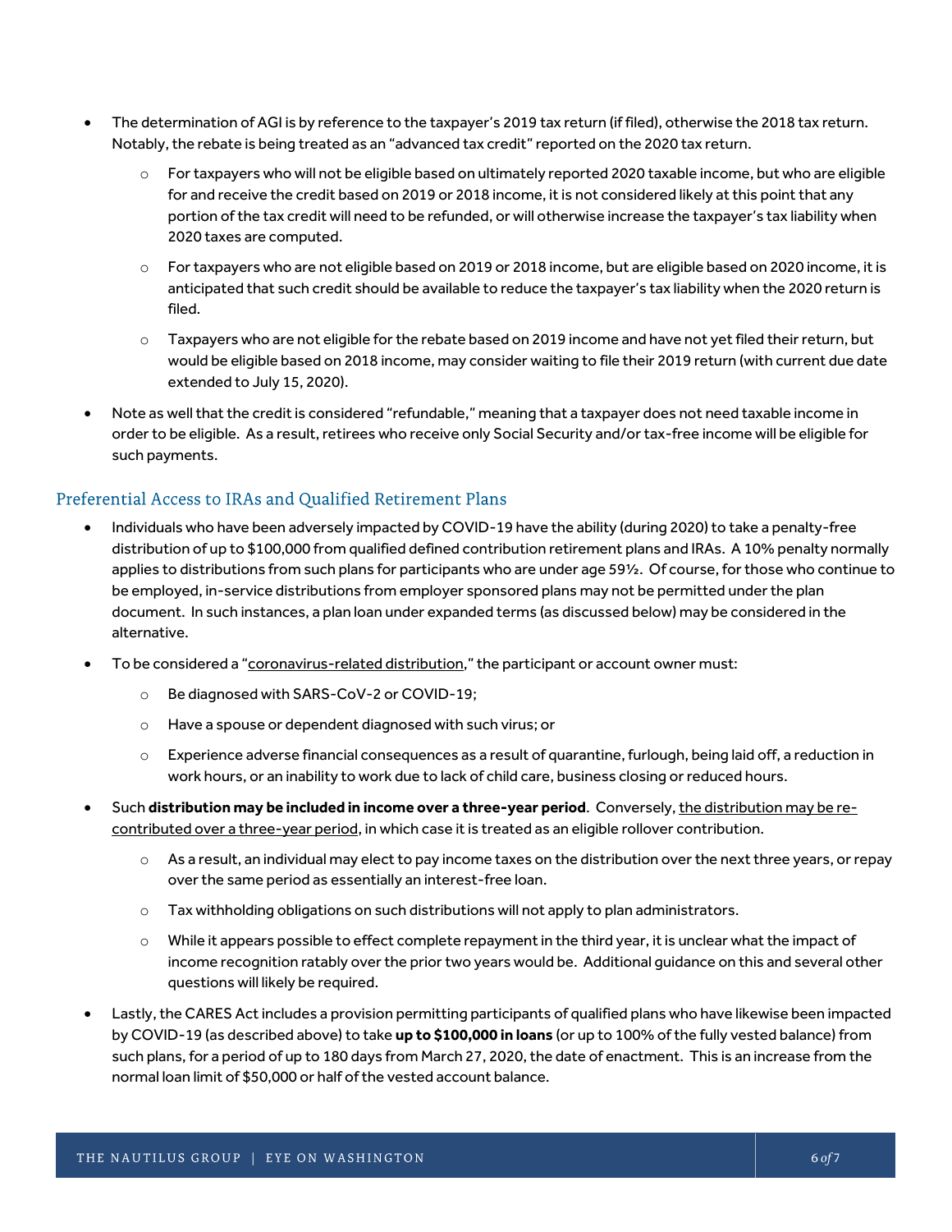- The determination of AGI is by reference to the taxpayer's 2019 tax return (if filed), otherwise the 2018 tax return. Notably, the rebate is being treated as an "advanced tax credit" reported on the 2020 tax return.
    - For taxpayers who will not be eligible based on ultimately reported 2020 taxable income, but who are eligible for and receive the credit based on 2019 or 2018 income, it is not considered likely at this point that any portion of the tax credit will need to be refunded, or will otherwise increase the taxpayer's tax liability when 2020 taxes are computed.
    - For taxpayers who are not eligible based on 2019 or 2018 income, but are eligible based on 2020 income, it is anticipated that such credit should be available to reduce the taxpayer's tax liability when the 2020 return is filed.
    - Taxpayers who are not eligible for the rebate based on 2019 income and have not yet filed their return, but would be eligible based on 2018 income, may consider waiting to file their 2019 return (with current due date extended to July 15, 2020).
- Note as well that the credit is considered "refundable," meaning that a taxpayer does not need taxable income in order to be eligible. As a result, retirees who receive only Social Security and/or tax-free income will be eligible for such payments.

## Preferential Access to IRAs and Qualified Retirement Plans

- Individuals who have been adversely impacted by COVID-19 have the ability (during 2020) to take a penalty-free distribution of up to $100,000 from qualified defined contribution retirement plans and IRAs. A 10% penalty normally applies to distributions from such plans for participants who are under age 59½. Of course, for those who continue to be employed, in-service distributions from employer sponsored plans may not be permitted under the plan document. In such instances, a plan loan under expanded terms (as discussed below) may be considered in the alternative.
- To be considered a "coronavirus-related distribution," the participant or account owner must:
    - Be diagnosed with SARS-CoV-2 or COVID-19;
    - Have a spouse or dependent diagnosed with such virus; or
    - Experience adverse financial consequences as a result of quarantine, furlough, being laid off, a reduction in work hours, or an inability to work due to lack of child care, business closing or reduced hours.
- Such **distribution may be included in income over a three-year period**. Conversely, the distribution may be re-contributed over a three-year period, in which case it is treated as an eligible rollover contribution.
    - As a result, an individual may elect to pay income taxes on the distribution over the next three years, or repay over the same period as essentially an interest-free loan.
    - Tax withholding obligations on such distributions will not apply to plan administrators.
    - While it appears possible to effect complete repayment in the third year, it is unclear what the impact of income recognition ratably over the prior two years would be. Additional guidance on this and several other questions will likely be required.
- Lastly, the CARES Act includes a provision permitting participants of qualified plans who have likewise been impacted by COVID-19 (as described above) to take **up to $100,000 in loans** (or up to 100% of the fully vested balance) from such plans, for a period of up to 180 days from March 27, 2020, the date of enactment. This is an increase from the normal loan limit of $50,000 or half of the vested account balance.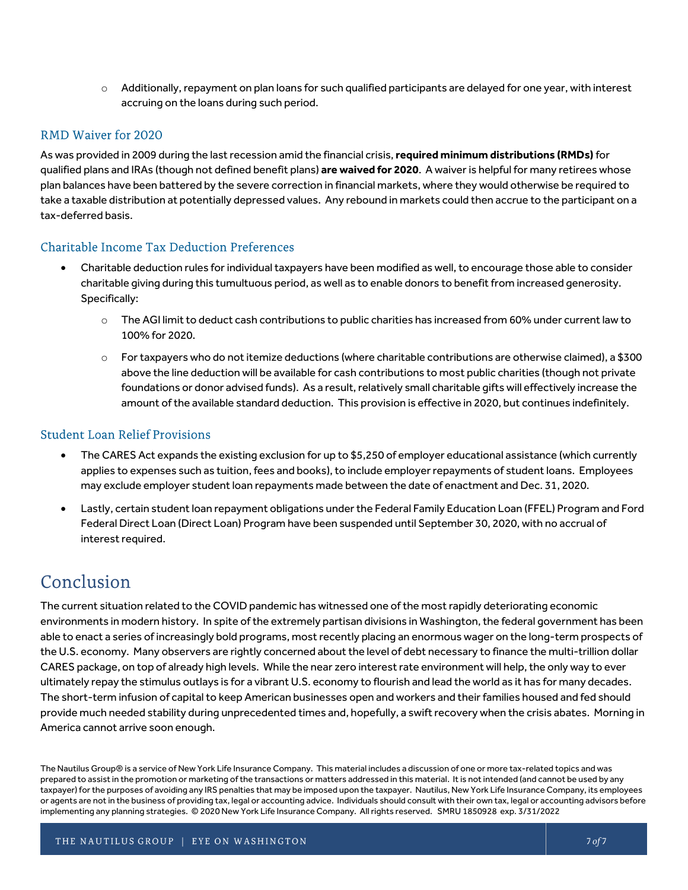- Additionally, repayment on plan loans for such qualified participants are delayed for one year, with interest accruing on the loans during such period.

### RMD Waiver for 2020

As was provided in 2009 during the last recession amid the financial crisis, **required minimum distributions (RMDs)** for qualified plans and IRAs (though not defined benefit plans) **are waived for 2020**. A waiver is helpful for many retirees whose plan balances have been battered by the severe correction in financial markets, where they would otherwise be required to take a taxable distribution at potentially depressed values. Any rebound in markets could then accrue to the participant on a tax-deferred basis.

### Charitable Income Tax Deduction Preferences

- Charitable deduction rules for individual taxpayers have been modified as well, to encourage those able to consider charitable giving during this tumultuous period, as well as to enable donors to benefit from increased generosity. Specifically:
  - The AGI limit to deduct cash contributions to public charities has increased from 60% under current law to 100% for 2020.
  - For taxpayers who do not itemize deductions (where charitable contributions are otherwise claimed), a $300 above the line deduction will be available for cash contributions to most public charities (though not private foundations or donor advised funds). As a result, relatively small charitable gifts will effectively increase the amount of the available standard deduction. This provision is effective in 2020, but continues indefinitely.

### Student Loan Relief Provisions

- The CARES Act expands the existing exclusion for up to $5,250 of employer educational assistance (which currently applies to expenses such as tuition, fees and books), to include employer repayments of student loans. Employees may exclude employer student loan repayments made between the date of enactment and Dec. 31, 2020.
- Lastly, certain student loan repayment obligations under the Federal Family Education Loan (FFEL) Program and Ford Federal Direct Loan (Direct Loan) Program have been suspended until September 30, 2020, with no accrual of interest required.

## Conclusion

The current situation related to the COVID pandemic has witnessed one of the most rapidly deteriorating economic environments in modern history. In spite of the extremely partisan divisions in Washington, the federal government has been able to enact a series of increasingly bold programs, most recently placing an enormous wager on the long-term prospects of the U.S. economy. Many observers are rightly concerned about the level of debt necessary to finance the multi-trillion dollar CARES package, on top of already high levels. While the near zero interest rate environment will help, the only way to ever ultimately repay the stimulus outlays is for a vibrant U.S. economy to flourish and lead the world as it has for many decades. The short-term infusion of capital to keep American businesses open and workers and their families housed and fed should provide much needed stability during unprecedented times and, hopefully, a swift recovery when the crisis abates. Morning in America cannot arrive soon enough.

The Nautilus Group® is a service of New York Life Insurance Company. This material includes a discussion of one or more tax-related topics and was prepared to assist in the promotion or marketing of the transactions or matters addressed in this material. It is not intended (and cannot be used by any taxpayer) for the purposes of avoiding any IRS penalties that may be imposed upon the taxpayer. Nautilus, New York Life Insurance Company, its employees or agents are not in the business of providing tax, legal or accounting advice. Individuals should consult with their own tax, legal or accounting advisors before implementing any planning strategies. © 2020 New York Life Insurance Company. All rights reserved. SMRU 1850928 exp. 3/31/2022